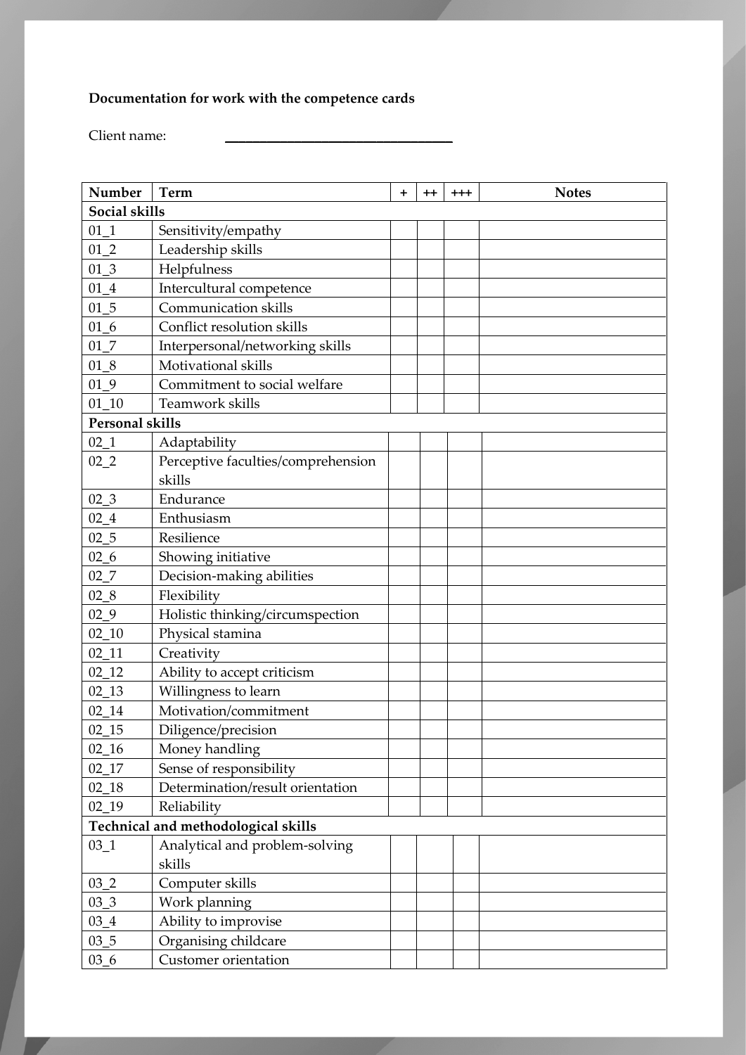**Documentation for work with the competence cards**

Client name: ______________________________

| Number | Term | + | ++ | +++ | Notes |
|---|---|---|---|---|---|
| **Social skills** | | | | | |
| 01_1 | Sensitivity/empathy | | | | |
| 01_2 | Leadership skills | | | | |
| 01_3 | Helpfulness | | | | |
| 01_4 | Intercultural competence | | | | |
| 01_5 | Communication skills | | | | |
| 01_6 | Conflict resolution skills | | | | |
| 01_7 | Interpersonal/networking skills | | | | |
| 01_8 | Motivational skills | | | | |
| 01_9 | Commitment to social welfare | | | | |
| 01_10 | Teamwork skills | | | | |
| **Personal skills** | | | | | |
| 02_1 | Adaptability | | | | |
| 02_2 | Perceptive faculties/comprehension skills | | | | |
| 02_3 | Endurance | | | | |
| 02_4 | Enthusiasm | | | | |
| 02_5 | Resilience | | | | |
| 02_6 | Showing initiative | | | | |
| 02_7 | Decision-making abilities | | | | |
| 02_8 | Flexibility | | | | |
| 02_9 | Holistic thinking/circumspection | | | | |
| 02_10 | Physical stamina | | | | |
| 02_11 | Creativity | | | | |
| 02_12 | Ability to accept criticism | | | | |
| 02_13 | Willingness to learn | | | | |
| 02_14 | Motivation/commitment | | | | |
| 02_15 | Diligence/precision | | | | |
| 02_16 | Money handling | | | | |
| 02_17 | Sense of responsibility | | | | |
| 02_18 | Determination/result orientation | | | | |
| 02_19 | Reliability | | | | |
| **Technical and methodological skills** | | | | | |
| 03_1 | Analytical and problem-solving skills | | | | |
| 03_2 | Computer skills | | | | |
| 03_3 | Work planning | | | | |
| 03_4 | Ability to improvise | | | | |
| 03_5 | Organising childcare | | | | |
| 03_6 | Customer orientation | | | | |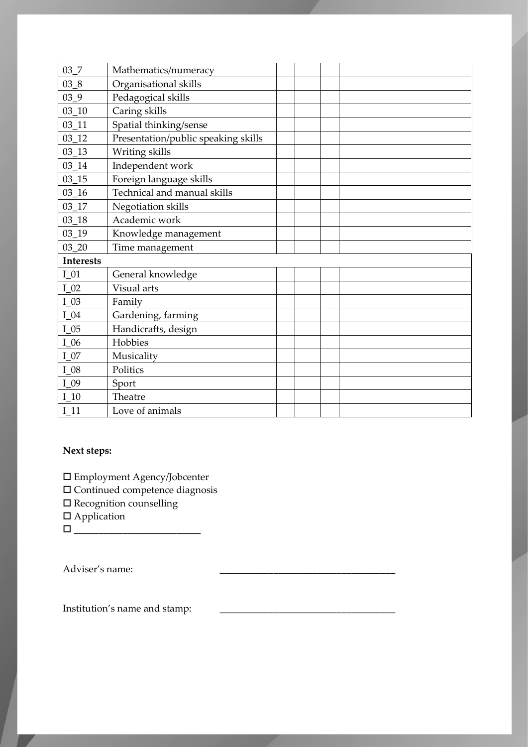| | | | | | |
|---|---|---|---|---|---|
| 03_7 | Mathematics/numeracy | | | | |
| 03_8 | Organisational skills | | | | |
| 03_9 | Pedagogical skills | | | | |
| 03_10 | Caring skills | | | | |
| 03_11 | Spatial thinking/sense | | | | |
| 03_12 | Presentation/public speaking skills | | | | |
| 03_13 | Writing skills | | | | |
| 03_14 | Independent work | | | | |
| 03_15 | Foreign language skills | | | | |
| 03_16 | Technical and manual skills | | | | |
| 03_17 | Negotiation skills | | | | |
| 03_18 | Academic work | | | | |
| 03_19 | Knowledge management | | | | |
| 03_20 | Time management | | | | |
| **Interests** | | | | | |
| I_01 | General knowledge | | | | |
| I_02 | Visual arts | | | | |
| I_03 | Family | | | | |
| I_04 | Gardening, farming | | | | |
| I_05 | Handicrafts, design | | | | |
| I_06 | Hobbies | | | | |
| I_07 | Musicality | | | | |
| I_08 | Politics | | | | |
| I_09 | Sport | | | | |
| I_10 | Theatre | | | | |
| I_11 | Love of animals | | | | |

**Next steps:**

☐ Employment Agency/Jobcenter
☐ Continued competence diagnosis
☐ Recognition counselling
☐ Application
☐ ___________________________

Adviser's name: _____________________________________

Institution's name and stamp: _____________________________________